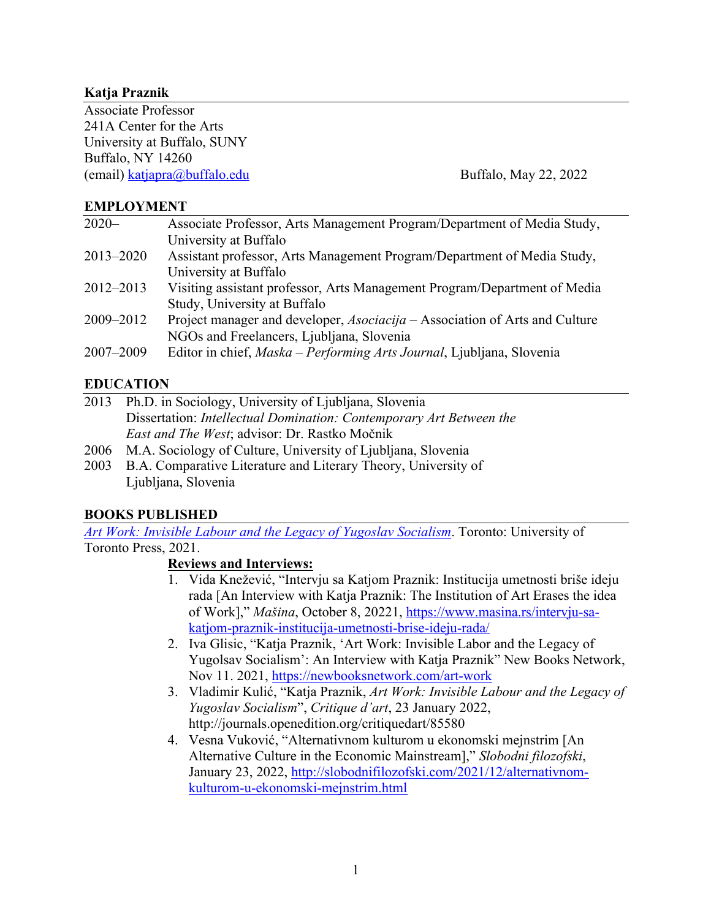**Katja Praznik**

Associate Professor
241A Center for the Arts
University at Buffalo, SUNY
Buffalo, NY 14260
(email) katjapra@buffalo.edu

Buffalo, May 22, 2022

## EMPLOYMENT

| | |
|---|---|
| 2020– | Associate Professor, Arts Management Program/Department of Media Study, University at Buffalo |
| 2013–2020 | Assistant professor, Arts Management Program/Department of Media Study, University at Buffalo |
| 2012–2013 | Visiting assistant professor, Arts Management Program/Department of Media Study, University at Buffalo |
| 2009–2012 | Project manager and developer, *Asociacija* – Association of Arts and Culture NGOs and Freelancers, Ljubljana, Slovenia |
| 2007–2009 | Editor in chief, *Maska – Performing Arts Journal*, Ljubljana, Slovenia |

## EDUCATION

| | |
|---|---|
| 2013 | Ph.D. in Sociology, University of Ljubljana, Slovenia<br>Dissertation: *Intellectual Domination: Contemporary Art Between the East and The West*; advisor: Dr. Rastko Močnik |
| 2006 | M.A. Sociology of Culture, University of Ljubljana, Slovenia |
| 2003 | B.A. Comparative Literature and Literary Theory, University of Ljubljana, Slovenia |

## BOOKS PUBLISHED

*Art Work: Invisible Labour and the Legacy of Yugoslav Socialism*. Toronto: University of Toronto Press, 2021.

**Reviews and Interviews:**

1. Vida Knežević, "Intervju sa Katjom Praznik: Institucija umetnosti briše ideju rada [An Interview with Katja Praznik: The Institution of Art Erases the idea of Work]," *Mašina*, October 8, 20221, https://www.masina.rs/intervju-sa-katjom-praznik-institucija-umetnosti-brise-ideju-rada/
2. Iva Glisic, "Katja Praznik, 'Art Work: Invisible Labor and the Legacy of Yugolsav Socialism': An Interview with Katja Praznik" New Books Network, Nov 11. 2021, https://newbooksnetwork.com/art-work
3. Vladimir Kulić, "Katja Praznik, *Art Work: Invisible Labour and the Legacy of Yugoslav Socialism*", *Critique d'art*, 23 January 2022, http://journals.openedition.org/critiquedart/85580
4. Vesna Vuković, "Alternativnom kulturom u ekonomski mejnstrim [An Alternative Culture in the Economic Mainstream]," *Slobodni filozofski*, January 23, 2022, http://slobodnifilozofski.com/2021/12/alternativnom-kulturom-u-ekonomski-mejnstrim.html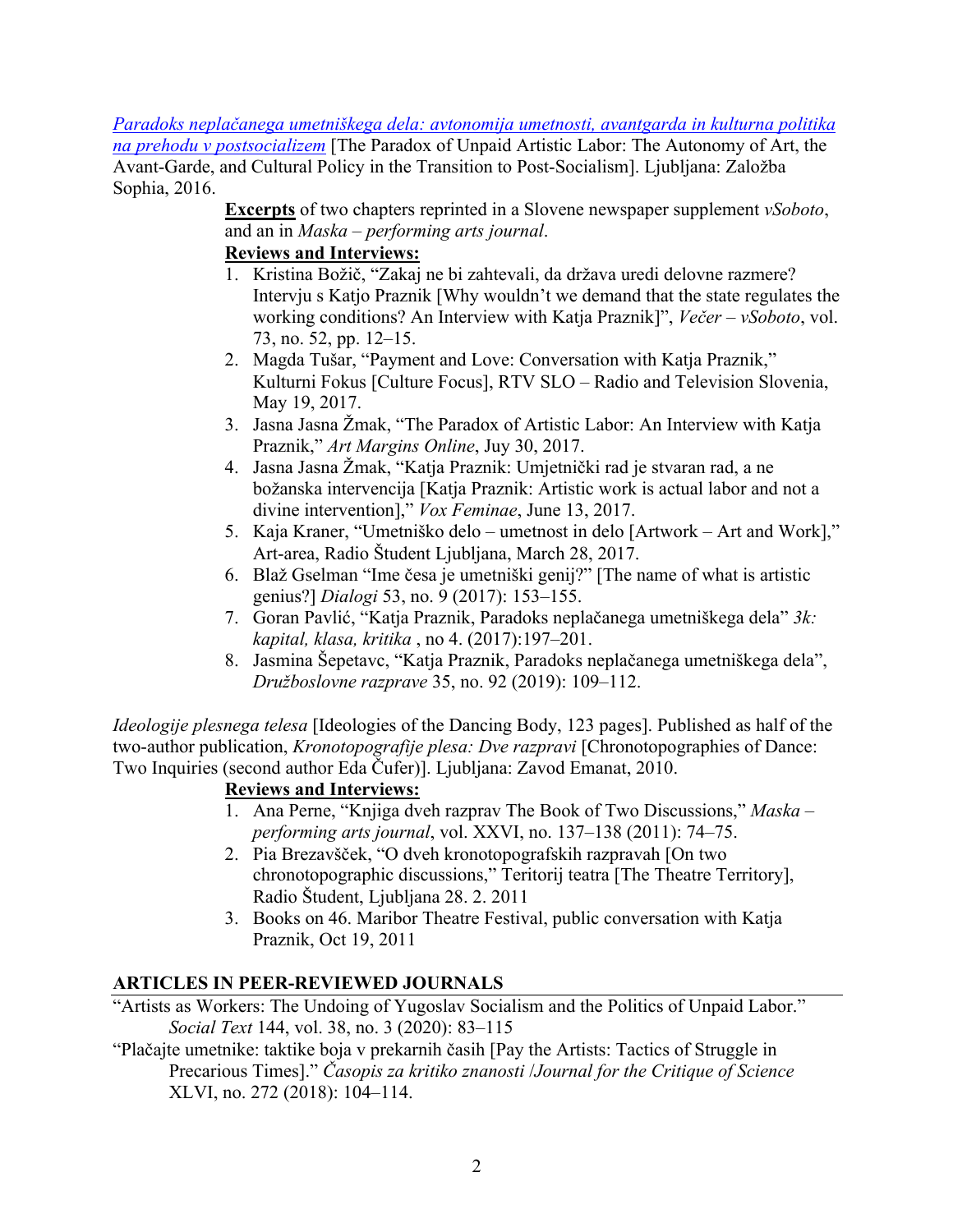[*Paradoks neplačanega umetniškega dela: avtonomija umetnosti, avantgarda in kulturna politika na prehodu v postsocializem*] [The Paradox of Unpaid Artistic Labor: The Autonomy of Art, the Avant-Garde, and Cultural Policy in the Transition to Post-Socialism]. Ljubljana: Založba Sophia, 2016.

**Excerpts** of two chapters reprinted in a Slovene newspaper supplement *vSoboto*, and an in *Maska – performing arts journal*.

**Reviews and Interviews:**

1. Kristina Božič, "Zakaj ne bi zahtevali, da država uredi delovne razmere? Intervju s Katjo Praznik [Why wouldn't we demand that the state regulates the working conditions? An Interview with Katja Praznik]", *Večer – vSoboto*, vol. 73, no. 52, pp. 12–15.
2. Magda Tušar, "Payment and Love: Conversation with Katja Praznik," Kulturni Fokus [Culture Focus], RTV SLO – Radio and Television Slovenia, May 19, 2017.
3. Jasna Jasna Žmak, "The Paradox of Artistic Labor: An Interview with Katja Praznik," *Art Margins Online*, Juy 30, 2017.
4. Jasna Jasna Žmak, "Katja Praznik: Umjetnički rad je stvaran rad, a ne božanska intervencija [Katja Praznik: Artistic work is actual labor and not a divine intervention]," *Vox Feminae*, June 13, 2017.
5. Kaja Kraner, "Umetniško delo – umetnost in delo [Artwork – Art and Work]," Art-area, Radio Študent Ljubljana, March 28, 2017.
6. Blaž Gselman "Ime česa je umetniški genij?" [The name of what is artistic genius?] *Dialogi* 53, no. 9 (2017): 153–155.
7. Goran Pavlić, "Katja Praznik, Paradoks neplačanega umetniškega dela" *3k: kapital, klasa, kritika* , no 4. (2017):197–201.
8. Jasmina Šepetavc, "Katja Praznik, Paradoks neplačanega umetniškega dela", *Družboslovne razprave* 35, no. 92 (2019): 109–112.

*Ideologije plesnega telesa* [Ideologies of the Dancing Body, 123 pages]. Published as half of the two-author publication, *Kronotopografije plesa: Dve razpravi* [Chronotopographies of Dance: Two Inquiries (second author Eda Čufer)]. Ljubljana: Zavod Emanat, 2010.

**Reviews and Interviews:**

1. Ana Perne, "Knjiga dveh razprav The Book of Two Discussions," *Maska – performing arts journal*, vol. XXVI, no. 137–138 (2011): 74–75.
2. Pia Brezavšček, "O dveh kronotopografskih razpravah [On two chronotopographic discussions," Teritorij teatra [The Theatre Territory], Radio Študent, Ljubljana 28. 2. 2011
3. Books on 46. Maribor Theatre Festival, public conversation with Katja Praznik, Oct 19, 2011

## ARTICLES IN PEER-REVIEWED JOURNALS

"Artists as Workers: The Undoing of Yugoslav Socialism and the Politics of Unpaid Labor." *Social Text* 144, vol. 38, no. 3 (2020): 83–115

"Plačajte umetnike: taktike boja v prekarnih časih [Pay the Artists: Tactics of Struggle in Precarious Times]." *Časopis za kritiko znanosti* /*Journal for the Critique of Science* XLVI, no. 272 (2018): 104–114.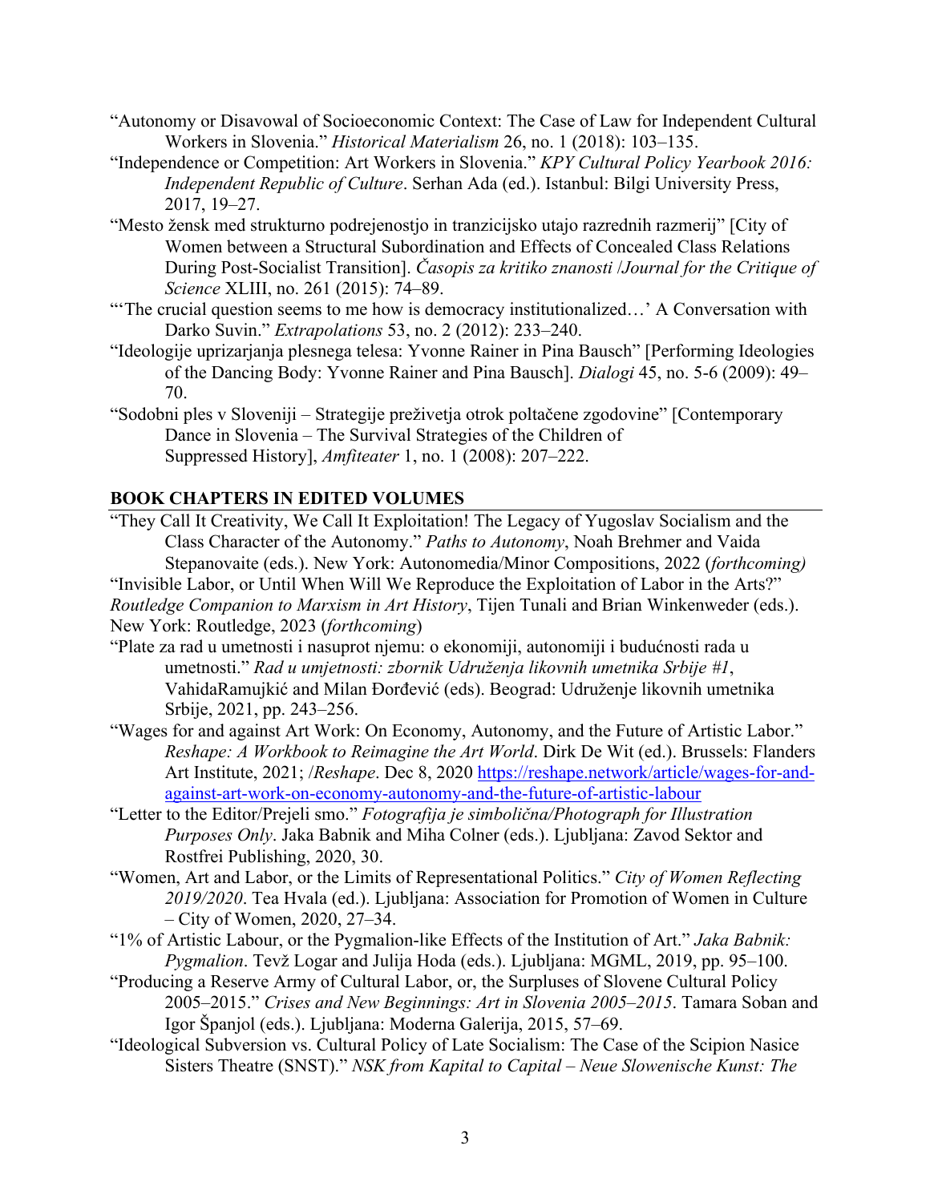"Autonomy or Disavowal of Socioeconomic Context: The Case of Law for Independent Cultural Workers in Slovenia." *Historical Materialism* 26, no. 1 (2018): 103–135.

"Independence or Competition: Art Workers in Slovenia." *KPY Cultural Policy Yearbook 2016: Independent Republic of Culture*. Serhan Ada (ed.). Istanbul: Bilgi University Press, 2017, 19–27.

"Mesto žensk med strukturno podrejenostjo in tranzicijsko utajo razrednih razmerij" [City of Women between a Structural Subordination and Effects of Concealed Class Relations During Post-Socialist Transition]. *Časopis za kritiko znanosti /Journal for the Critique of Science* XLIII, no. 261 (2015): 74–89.

"'The crucial question seems to me how is democracy institutionalized…' A Conversation with Darko Suvin." *Extrapolations* 53, no. 2 (2012): 233–240.

"Ideologije uprizarjanja plesnega telesa: Yvonne Rainer in Pina Bausch" [Performing Ideologies of the Dancing Body: Yvonne Rainer and Pina Bausch]. *Dialogi* 45, no. 5-6 (2009): 49–70.

"Sodobni ples v Sloveniji – Strategije preživetja otrok poltačene zgodovine" [Contemporary Dance in Slovenia – The Survival Strategies of the Children of Suppressed History], *Amfiteater* 1, no. 1 (2008): 207–222.

## BOOK CHAPTERS IN EDITED VOLUMES

"They Call It Creativity, We Call It Exploitation! The Legacy of Yugoslav Socialism and the Class Character of the Autonomy." *Paths to Autonomy*, Noah Brehmer and Vaida Stepanovaite (eds.). New York: Autonomedia/Minor Compositions, 2022 (*forthcoming)*

"Invisible Labor, or Until When Will We Reproduce the Exploitation of Labor in the Arts?" *Routledge Companion to Marxism in Art History*, Tijen Tunali and Brian Winkenweder (eds.). New York: Routledge, 2023 (*forthcoming*)

"Plate za rad u umetnosti i nasuprot njemu: o ekonomiji, autonomiji i budućnosti rada u umetnosti." *Rad u umjetnosti: zbornik Udruženja likovnih umetnika Srbije #1*, VahidaRamujkić and Milan Đorđević (eds). Beograd: Udruženje likovnih umetnika Srbije, 2021, pp. 243–256.

"Wages for and against Art Work: On Economy, Autonomy, and the Future of Artistic Labor." *Reshape: A Workbook to Reimagine the Art World*. Dirk De Wit (ed.). Brussels: Flanders Art Institute, 2021; /*Reshape*. Dec 8, 2020 https://reshape.network/article/wages-for-and-against-art-work-on-economy-autonomy-and-the-future-of-artistic-labour

"Letter to the Editor/Prejeli smo." *Fotografija je simbolična/Photograph for Illustration Purposes Only*. Jaka Babnik and Miha Colner (eds.). Ljubljana: Zavod Sektor and Rostfrei Publishing, 2020, 30.

"Women, Art and Labor, or the Limits of Representational Politics." *City of Women Reflecting 2019/2020*. Tea Hvala (ed.). Ljubljana: Association for Promotion of Women in Culture – City of Women, 2020, 27–34.

"1% of Artistic Labour, or the Pygmalion-like Effects of the Institution of Art." *Jaka Babnik: Pygmalion*. Tevž Logar and Julija Hoda (eds.). Ljubljana: MGML, 2019, pp. 95–100.

"Producing a Reserve Army of Cultural Labor, or, the Surpluses of Slovene Cultural Policy 2005–2015." *Crises and New Beginnings: Art in Slovenia 2005–2015*. Tamara Soban and Igor Španjol (eds.). Ljubljana: Moderna Galerija, 2015, 57–69.

"Ideological Subversion vs. Cultural Policy of Late Socialism: The Case of the Scipion Nasice Sisters Theatre (SNST)." *NSK from Kapital to Capital – Neue Slowenische Kunst: The*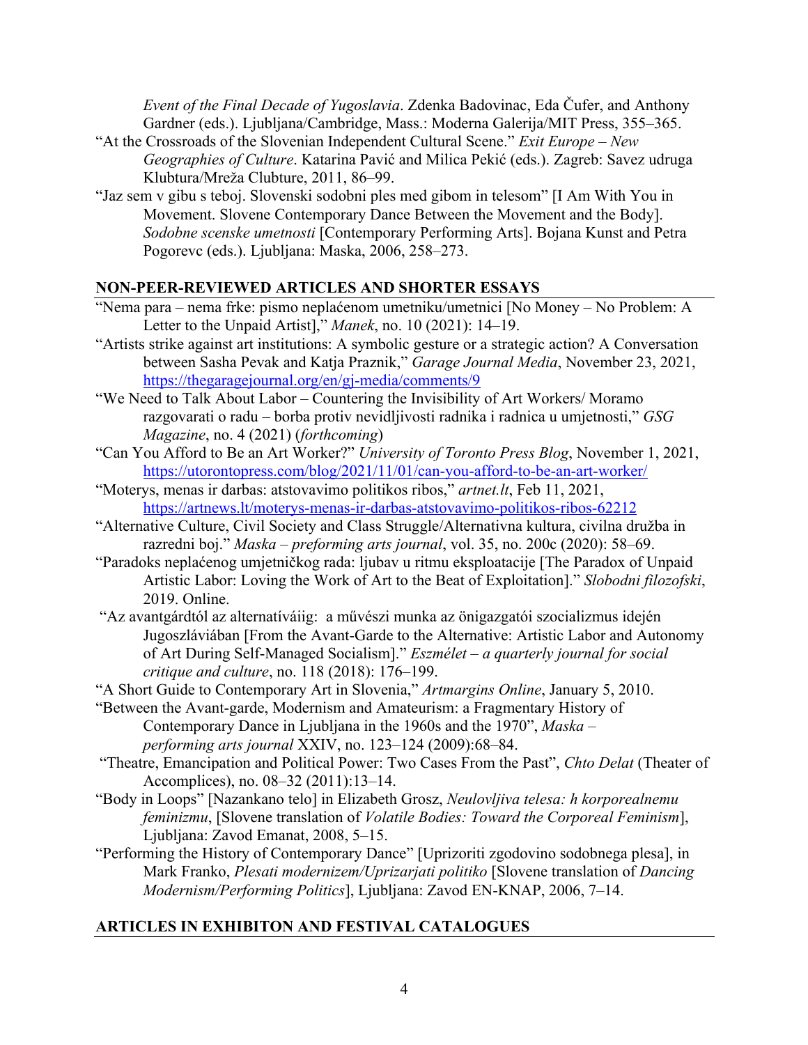*Event of the Final Decade of Yugoslavia*. Zdenka Badovinac, Eda Čufer, and Anthony Gardner (eds.). Ljubljana/Cambridge, Mass.: Moderna Galerija/MIT Press, 355–365.

"At the Crossroads of the Slovenian Independent Cultural Scene." *Exit Europe – New Geographies of Culture*. Katarina Pavić and Milica Pekić (eds.). Zagreb: Savez udruga Klubtura/Mreža Clubture, 2011, 86–99.

"Jaz sem v gibu s teboj. Slovenski sodobni ples med gibom in telesom" [I Am With You in Movement. Slovene Contemporary Dance Between the Movement and the Body]. *Sodobne scenske umetnosti* [Contemporary Performing Arts]. Bojana Kunst and Petra Pogorevc (eds.). Ljubljana: Maska, 2006, 258–273.

## NON-PEER-REVIEWED ARTICLES AND SHORTER ESSAYS

"Nema para – nema frke: pismo neplaćenom umetniku/umetnici [No Money – No Problem: A Letter to the Unpaid Artist]," *Manek*, no. 10 (2021): 14–19.

"Artists strike against art institutions: A symbolic gesture or a strategic action? A Conversation between Sasha Pevak and Katja Praznik," *Garage Journal Media*, November 23, 2021, https://thegaragejournal.org/en/gj-media/comments/9

"We Need to Talk About Labor – Countering the Invisibility of Art Workers/ Moramo razgovarati o radu – borba protiv nevidljivosti radnika i radnica u umjetnosti," *GSG Magazine*, no. 4 (2021) (*forthcoming*)

"Can You Afford to Be an Art Worker?" *University of Toronto Press Blog*, November 1, 2021, https://utorontopress.com/blog/2021/11/01/can-you-afford-to-be-an-art-worker/

"Moterys, menas ir darbas: atstovavimo politikos ribos," *artnet.lt*, Feb 11, 2021, https://artnews.lt/moterys-menas-ir-darbas-atstovavimo-politikos-ribos-62212

"Alternative Culture, Civil Society and Class Struggle/Alternativna kultura, civilna družba in razredni boj." *Maska – preforming arts journal*, vol. 35, no. 200c (2020): 58–69.

"Paradoks neplaćenog umjetničkog rada: ljubav u ritmu eksploatacije [The Paradox of Unpaid Artistic Labor: Loving the Work of Art to the Beat of Exploitation]." *Slobodni filozofski*, 2019. Online.

"Az avantgárdtól az alternatíváig: a művészi munka az önigazgatói szocializmus idején Jugoszláviában [From the Avant-Garde to the Alternative: Artistic Labor and Autonomy of Art During Self-Managed Socialism]." *Eszmélet – a quarterly journal for social critique and culture*, no. 118 (2018): 176–199.

"A Short Guide to Contemporary Art in Slovenia," *Artmargins Online*, January 5, 2010.

"Between the Avant-garde, Modernism and Amateurism: a Fragmentary History of Contemporary Dance in Ljubljana in the 1960s and the 1970", *Maska – performing arts journal* XXIV, no. 123–124 (2009):68–84.

"Theatre, Emancipation and Political Power: Two Cases From the Past", *Chto Delat* (Theater of Accomplices), no. 08–32 (2011):13–14.

"Body in Loops" [Nazankano telo] in Elizabeth Grosz, *Neulovljiva telesa: h korporealnemu feminizmu*, [Slovene translation of *Volatile Bodies: Toward the Corporeal Feminism*], Ljubljana: Zavod Emanat, 2008, 5–15.

"Performing the History of Contemporary Dance" [Uprizoriti zgodovino sodobnega plesa], in Mark Franko, *Plesati modernizem/Uprizarjati politiko* [Slovene translation of *Dancing Modernism/Performing Politics*], Ljubljana: Zavod EN-KNAP, 2006, 7–14.

## ARTICLES IN EXHIBITON AND FESTIVAL CATALOGUES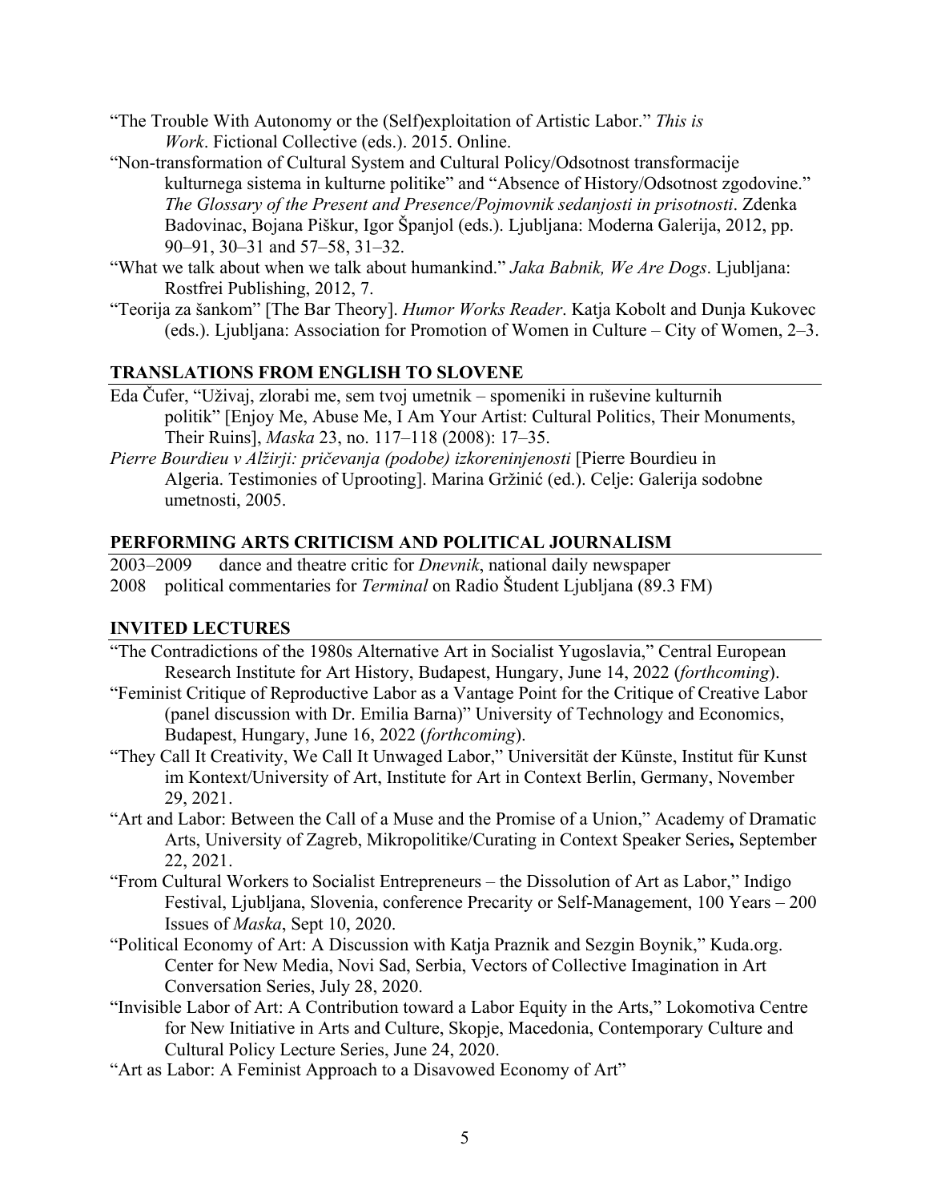"The Trouble With Autonomy or the (Self)exploitation of Artistic Labor." *This is Work*. Fictional Collective (eds.). 2015. Online.

"Non-transformation of Cultural System and Cultural Policy/Odsotnost transformacije kulturnega sistema in kulturne politike" and "Absence of History/Odsotnost zgodovine." *The Glossary of the Present and Presence/Pojmovnik sedanjosti in prisotnosti*. Zdenka Badovinac, Bojana Piškur, Igor Španjol (eds.). Ljubljana: Moderna Galerija, 2012, pp. 90–91, 30–31 and 57–58, 31–32.

"What we talk about when we talk about humankind." *Jaka Babnik, We Are Dogs*. Ljubljana: Rostfrei Publishing, 2012, 7.

"Teorija za šankom" [The Bar Theory]. *Humor Works Reader*. Katja Kobolt and Dunja Kukovec (eds.). Ljubljana: Association for Promotion of Women in Culture – City of Women, 2–3.

## TRANSLATIONS FROM ENGLISH TO SLOVENE

Eda Čufer, "Uživaj, zlorabi me, sem tvoj umetnik – spomeniki in ruševine kulturnih politik" [Enjoy Me, Abuse Me, I Am Your Artist: Cultural Politics, Their Monuments, Their Ruins], *Maska* 23, no. 117–118 (2008): 17–35.

*Pierre Bourdieu v Alžirji: pričevanja (podobe) izkoreninjenosti* [Pierre Bourdieu in Algeria. Testimonies of Uprooting]. Marina Gržinić (ed.). Celje: Galerija sodobne umetnosti, 2005.

## PERFORMING ARTS CRITICISM AND POLITICAL JOURNALISM

2003–2009 dance and theatre critic for *Dnevnik*, national daily newspaper

2008 political commentaries for *Terminal* on Radio Študent Ljubljana (89.3 FM)

## INVITED LECTURES

"The Contradictions of the 1980s Alternative Art in Socialist Yugoslavia," Central European Research Institute for Art History, Budapest, Hungary, June 14, 2022 (*forthcoming*).

"Feminist Critique of Reproductive Labor as a Vantage Point for the Critique of Creative Labor (panel discussion with Dr. Emilia Barna)" University of Technology and Economics, Budapest, Hungary, June 16, 2022 (*forthcoming*).

"They Call It Creativity, We Call It Unwaged Labor," Universität der Künste, Institut für Kunst im Kontext/University of Art, Institute for Art in Context Berlin, Germany, November 29, 2021.

"Art and Labor: Between the Call of a Muse and the Promise of a Union," Academy of Dramatic Arts, University of Zagreb, Mikropolitike/Curating in Context Speaker Series**,** September 22, 2021.

"From Cultural Workers to Socialist Entrepreneurs – the Dissolution of Art as Labor," Indigo Festival, Ljubljana, Slovenia, conference Precarity or Self-Management, 100 Years – 200 Issues of *Maska*, Sept 10, 2020.

"Political Economy of Art: A Discussion with Katja Praznik and Sezgin Boynik," Kuda.org. Center for New Media, Novi Sad, Serbia, Vectors of Collective Imagination in Art Conversation Series, July 28, 2020.

"Invisible Labor of Art: A Contribution toward a Labor Equity in the Arts," Lokomotiva Centre for New Initiative in Arts and Culture, Skopje, Macedonia, Contemporary Culture and Cultural Policy Lecture Series, June 24, 2020.

"Art as Labor: A Feminist Approach to a Disavowed Economy of Art"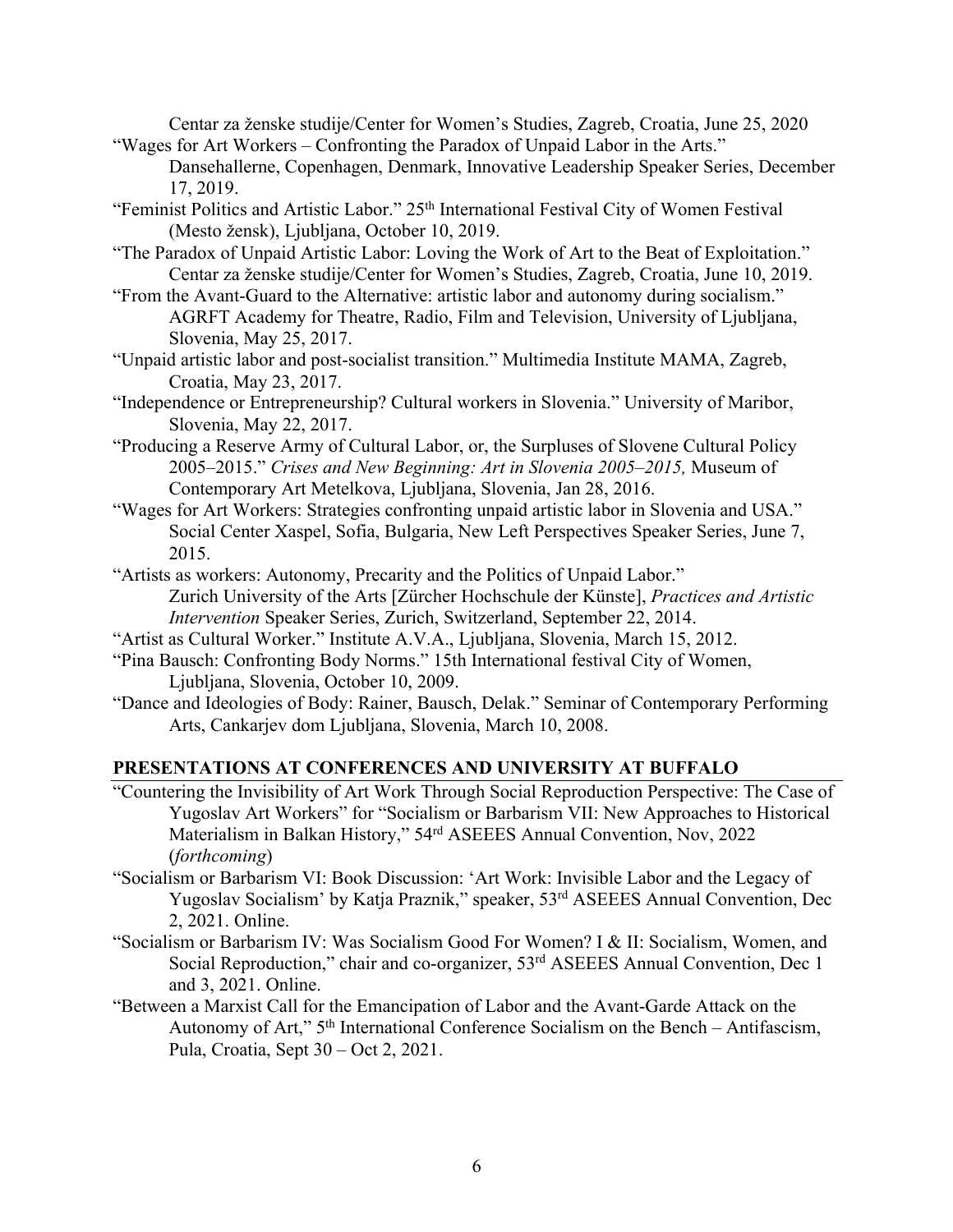Centar za ženske studije/Center for Women's Studies, Zagreb, Croatia, June 25, 2020

"Wages for Art Workers – Confronting the Paradox of Unpaid Labor in the Arts." Dansehallerne, Copenhagen, Denmark, Innovative Leadership Speaker Series, December 17, 2019.

"Feminist Politics and Artistic Labor." 25th International Festival City of Women Festival (Mesto žensk), Ljubljana, October 10, 2019.

"The Paradox of Unpaid Artistic Labor: Loving the Work of Art to the Beat of Exploitation." Centar za ženske studije/Center for Women's Studies, Zagreb, Croatia, June 10, 2019.

"From the Avant-Guard to the Alternative: artistic labor and autonomy during socialism." AGRFT Academy for Theatre, Radio, Film and Television, University of Ljubljana, Slovenia, May 25, 2017.

"Unpaid artistic labor and post-socialist transition." Multimedia Institute MAMA, Zagreb, Croatia, May 23, 2017.

"Independence or Entrepreneurship? Cultural workers in Slovenia." University of Maribor, Slovenia, May 22, 2017.

"Producing a Reserve Army of Cultural Labor, or, the Surpluses of Slovene Cultural Policy 2005–2015." *Crises and New Beginning: Art in Slovenia 2005–2015,* Museum of Contemporary Art Metelkova, Ljubljana, Slovenia, Jan 28, 2016.

"Wages for Art Workers: Strategies confronting unpaid artistic labor in Slovenia and USA." Social Center Xaspel, Sofia, Bulgaria, New Left Perspectives Speaker Series, June 7, 2015.

"Artists as workers: Autonomy, Precarity and the Politics of Unpaid Labor." Zurich University of the Arts [Zürcher Hochschule der Künste], *Practices and Artistic Intervention* Speaker Series, Zurich, Switzerland, September 22, 2014.

"Artist as Cultural Worker." Institute A.V.A., Ljubljana, Slovenia, March 15, 2012.

"Pina Bausch: Confronting Body Norms." 15th International festival City of Women, Ljubljana, Slovenia, October 10, 2009.

"Dance and Ideologies of Body: Rainer, Bausch, Delak." Seminar of Contemporary Performing Arts, Cankarjev dom Ljubljana, Slovenia, March 10, 2008.

## PRESENTATIONS AT CONFERENCES AND UNIVERSITY AT BUFFALO

"Countering the Invisibility of Art Work Through Social Reproduction Perspective: The Case of Yugoslav Art Workers" for "Socialism or Barbarism VII: New Approaches to Historical Materialism in Balkan History," 54rd ASEEES Annual Convention, Nov, 2022 (*forthcoming*)

"Socialism or Barbarism VI: Book Discussion: 'Art Work: Invisible Labor and the Legacy of Yugoslav Socialism' by Katja Praznik," speaker, 53rd ASEEES Annual Convention, Dec 2, 2021. Online.

"Socialism or Barbarism IV: Was Socialism Good For Women? I & II: Socialism, Women, and Social Reproduction," chair and co-organizer, 53rd ASEEES Annual Convention, Dec 1 and 3, 2021. Online.

"Between a Marxist Call for the Emancipation of Labor and the Avant-Garde Attack on the Autonomy of Art," 5th International Conference Socialism on the Bench – Antifascism, Pula, Croatia, Sept 30 – Oct 2, 2021.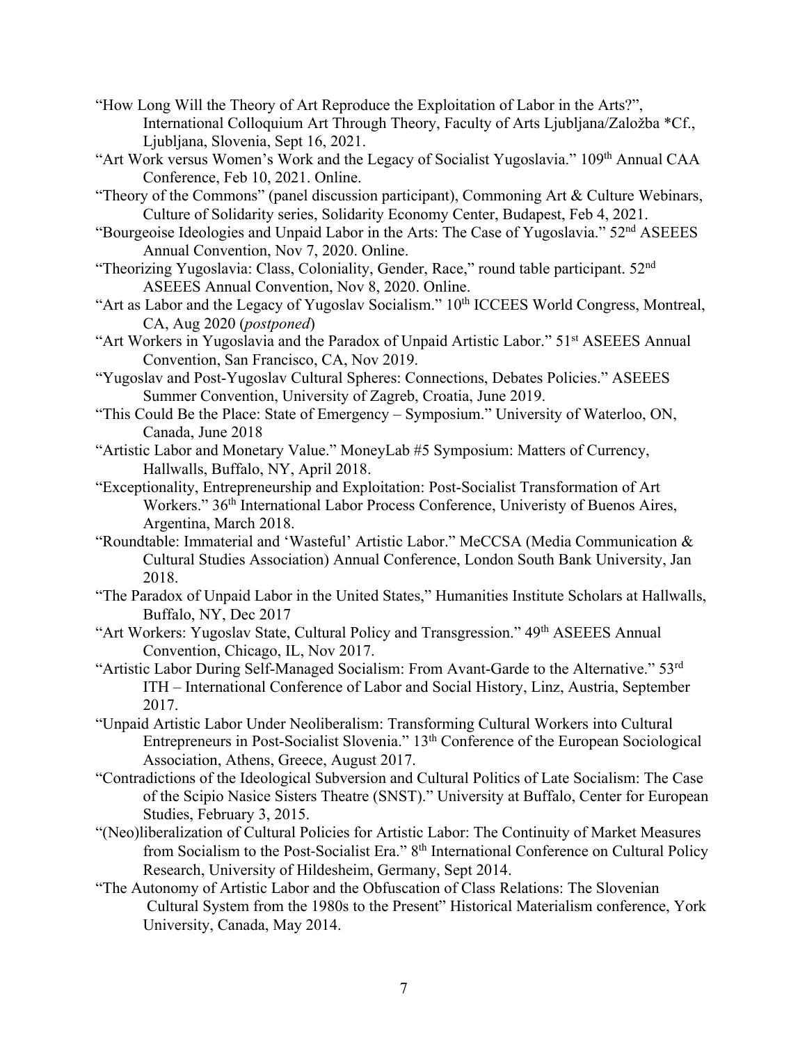"How Long Will the Theory of Art Reproduce the Exploitation of Labor in the Arts?", International Colloquium Art Through Theory, Faculty of Arts Ljubljana/Založba *Cf., Ljubljana, Slovenia, Sept 16, 2021.

"Art Work versus Women's Work and the Legacy of Socialist Yugoslavia." 109th Annual CAA Conference, Feb 10, 2021. Online.

"Theory of the Commons" (panel discussion participant), Commoning Art & Culture Webinars, Culture of Solidarity series, Solidarity Economy Center, Budapest, Feb 4, 2021.

"Bourgeoise Ideologies and Unpaid Labor in the Arts: The Case of Yugoslavia." 52nd ASEEES Annual Convention, Nov 7, 2020. Online.

"Theorizing Yugoslavia: Class, Coloniality, Gender, Race," round table participant. 52nd ASEEES Annual Convention, Nov 8, 2020. Online.

"Art as Labor and the Legacy of Yugoslav Socialism." 10th ICCEES World Congress, Montreal, CA, Aug 2020 (*postponed*)

"Art Workers in Yugoslavia and the Paradox of Unpaid Artistic Labor." 51st ASEEES Annual Convention, San Francisco, CA, Nov 2019.

"Yugoslav and Post-Yugoslav Cultural Spheres: Connections, Debates Policies." ASEEES Summer Convention, University of Zagreb, Croatia, June 2019.

"This Could Be the Place: State of Emergency – Symposium." University of Waterloo, ON, Canada, June 2018

"Artistic Labor and Monetary Value." MoneyLab #5 Symposium: Matters of Currency, Hallwalls, Buffalo, NY, April 2018.

"Exceptionality, Entrepreneurship and Exploitation: Post-Socialist Transformation of Art Workers." 36th International Labor Process Conference, Univeristy of Buenos Aires, Argentina, March 2018.

"Roundtable: Immaterial and 'Wasteful' Artistic Labor." MeCCSA (Media Communication & Cultural Studies Association) Annual Conference, London South Bank University, Jan 2018.

"The Paradox of Unpaid Labor in the United States," Humanities Institute Scholars at Hallwalls, Buffalo, NY, Dec 2017

"Art Workers: Yugoslav State, Cultural Policy and Transgression." 49th ASEEES Annual Convention, Chicago, IL, Nov 2017.

"Artistic Labor During Self-Managed Socialism: From Avant-Garde to the Alternative." 53rd ITH – International Conference of Labor and Social History, Linz, Austria, September 2017.

"Unpaid Artistic Labor Under Neoliberalism: Transforming Cultural Workers into Cultural Entrepreneurs in Post-Socialist Slovenia." 13th Conference of the European Sociological Association, Athens, Greece, August 2017.

"Contradictions of the Ideological Subversion and Cultural Politics of Late Socialism: The Case of the Scipio Nasice Sisters Theatre (SNST)." University at Buffalo, Center for European Studies, February 3, 2015.

"(Neo)liberalization of Cultural Policies for Artistic Labor: The Continuity of Market Measures from Socialism to the Post-Socialist Era." 8th International Conference on Cultural Policy Research, University of Hildesheim, Germany, Sept 2014.

"The Autonomy of Artistic Labor and the Obfuscation of Class Relations: The Slovenian Cultural System from the 1980s to the Present" Historical Materialism conference, York University, Canada, May 2014.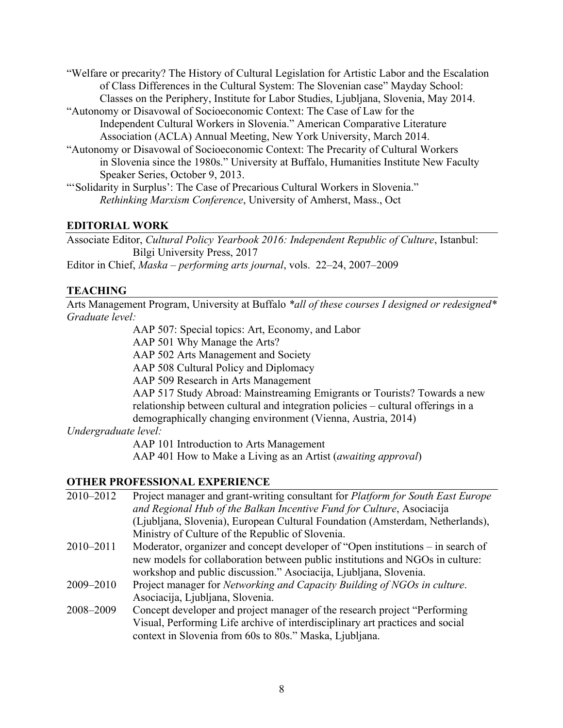"Welfare or precarity? The History of Cultural Legislation for Artistic Labor and the Escalation of Class Differences in the Cultural System: The Slovenian case" Mayday School: Classes on the Periphery, Institute for Labor Studies, Ljubljana, Slovenia, May 2014.

"Autonomy or Disavowal of Socioeconomic Context: The Case of Law for the Independent Cultural Workers in Slovenia." American Comparative Literature Association (ACLA) Annual Meeting, New York University, March 2014.

"Autonomy or Disavowal of Socioeconomic Context: The Precarity of Cultural Workers in Slovenia since the 1980s." University at Buffalo, Humanities Institute New Faculty Speaker Series, October 9, 2013.

"'Solidarity in Surplus': The Case of Precarious Cultural Workers in Slovenia." *Rethinking Marxism Conference*, University of Amherst, Mass., Oct

## EDITORIAL WORK

Associate Editor, *Cultural Policy Yearbook 2016: Independent Republic of Culture*, Istanbul: Bilgi University Press, 2017

Editor in Chief, *Maska – performing arts journal*, vols. 22–24, 2007–2009

## TEACHING

Arts Management Program, University at Buffalo *\*all of these courses I designed or redesigned\**

*Graduate level:*

- AAP 507: Special topics: Art, Economy, and Labor
- AAP 501 Why Manage the Arts?
- AAP 502 Arts Management and Society
- AAP 508 Cultural Policy and Diplomacy
- AAP 509 Research in Arts Management
- AAP 517 Study Abroad: Mainstreaming Emigrants or Tourists? Towards a new relationship between cultural and integration policies – cultural offerings in a demographically changing environment (Vienna, Austria, 2014)

*Undergraduate level:*

- AAP 101 Introduction to Arts Management
- AAP 401 How to Make a Living as an Artist (*awaiting approval*)

## OTHER PROFESSIONAL EXPERIENCE

2010–2012 Project manager and grant-writing consultant for *Platform for South East Europe and Regional Hub of the Balkan Incentive Fund for Culture*, Asociacija (Ljubljana, Slovenia), European Cultural Foundation (Amsterdam, Netherlands), Ministry of Culture of the Republic of Slovenia.

2010–2011 Moderator, organizer and concept developer of "Open institutions – in search of new models for collaboration between public institutions and NGOs in culture: workshop and public discussion." Asociacija, Ljubljana, Slovenia.

2009–2010 Project manager for *Networking and Capacity Building of NGOs in culture*. Asociacija, Ljubljana, Slovenia.

2008–2009 Concept developer and project manager of the research project "Performing Visual, Performing Life archive of interdisciplinary art practices and social context in Slovenia from 60s to 80s." Maska, Ljubljana.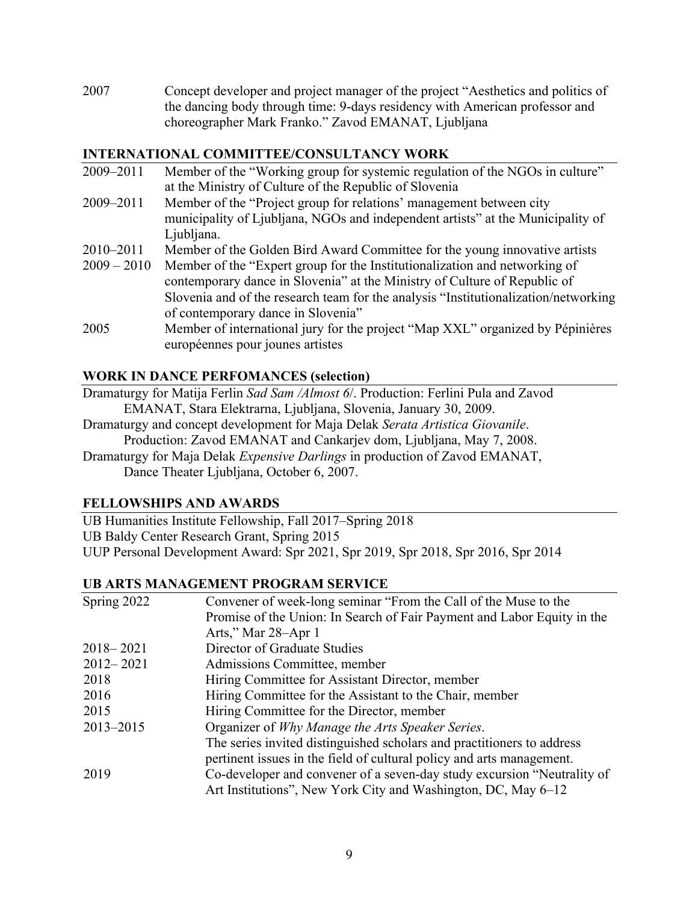2007 Concept developer and project manager of the project "Aesthetics and politics of the dancing body through time: 9-days residency with American professor and choreographer Mark Franko." Zavod EMANAT, Ljubljana

## INTERNATIONAL COMMITTEE/CONSULTANCY WORK

| | |
|---|---|
| 2009–2011 | Member of the "Working group for systemic regulation of the NGOs in culture" at the Ministry of Culture of the Republic of Slovenia |
| 2009–2011 | Member of the "Project group for relations' management between city municipality of Ljubljana, NGOs and independent artists" at the Municipality of Ljubljana. |
| 2010–2011 | Member of the Golden Bird Award Committee for the young innovative artists |
| 2009 – 2010 | Member of the "Expert group for the Institutionalization and networking of contemporary dance in Slovenia" at the Ministry of Culture of Republic of Slovenia and of the research team for the analysis "Institutionalization/networking of contemporary dance in Slovenia" |
| 2005 | Member of international jury for the project "Map XXL" organized by Pépinières européennes pour jounes artistes |

## WORK IN DANCE PERFOMANCES (selection)

Dramaturgy for Matija Ferlin *Sad Sam /Almost 6*/. Production: Ferlini Pula and Zavod EMANAT, Stara Elektrarna, Ljubljana, Slovenia, January 30, 2009.

Dramaturgy and concept development for Maja Delak *Serata Artistica Giovanile*. Production: Zavod EMANAT and Cankarjev dom, Ljubljana, May 7, 2008.

Dramaturgy for Maja Delak *Expensive Darlings* in production of Zavod EMANAT, Dance Theater Ljubljana, October 6, 2007.

## FELLOWSHIPS AND AWARDS

UB Humanities Institute Fellowship, Fall 2017–Spring 2018

UB Baldy Center Research Grant, Spring 2015

UUP Personal Development Award: Spr 2021, Spr 2019, Spr 2018, Spr 2016, Spr 2014

## UB ARTS MANAGEMENT PROGRAM SERVICE

| | |
|---|---|
| Spring 2022 | Convener of week-long seminar "From the Call of the Muse to the Promise of the Union: In Search of Fair Payment and Labor Equity in the Arts," Mar 28–Apr 1 |
| 2018– 2021 | Director of Graduate Studies |
| 2012– 2021 | Admissions Committee, member |
| 2018 | Hiring Committee for Assistant Director, member |
| 2016 | Hiring Committee for the Assistant to the Chair, member |
| 2015 | Hiring Committee for the Director, member |
| 2013–2015 | Organizer of *Why Manage the Arts Speaker Series*. The series invited distinguished scholars and practitioners to address pertinent issues in the field of cultural policy and arts management. |
| 2019 | Co-developer and convener of a seven-day study excursion "Neutrality of Art Institutions", New York City and Washington, DC, May 6–12 |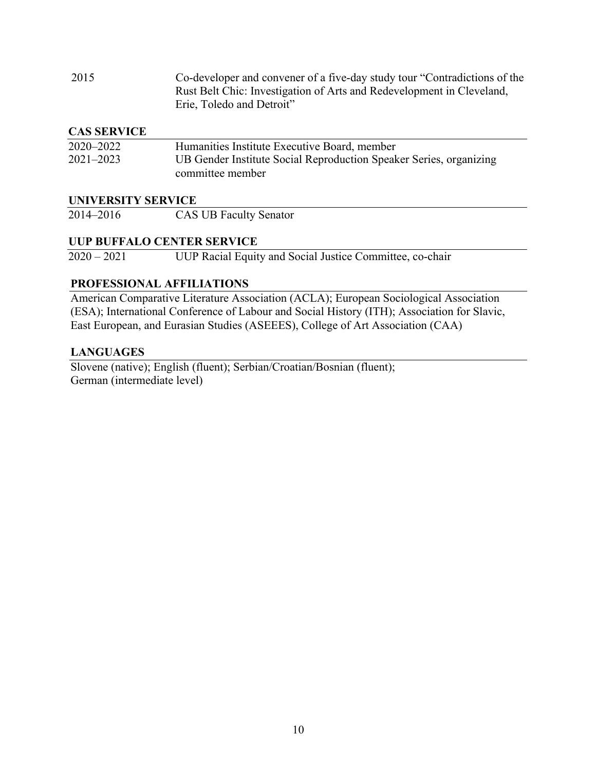2015 Co-developer and convener of a five-day study tour "Contradictions of the Rust Belt Chic: Investigation of Arts and Redevelopment in Cleveland, Erie, Toledo and Detroit"

## CAS SERVICE

2020–2022 Humanities Institute Executive Board, member

2021–2023 UB Gender Institute Social Reproduction Speaker Series, organizing committee member

## UNIVERSITY SERVICE

2014–2016 CAS UB Faculty Senator

## UUP BUFFALO CENTER SERVICE

2020 – 2021 UUP Racial Equity and Social Justice Committee, co-chair

## PROFESSIONAL AFFILIATIONS

American Comparative Literature Association (ACLA); European Sociological Association (ESA); International Conference of Labour and Social History (ITH); Association for Slavic, East European, and Eurasian Studies (ASEEES), College of Art Association (CAA)

## LANGUAGES

Slovene (native); English (fluent); Serbian/Croatian/Bosnian (fluent);
German (intermediate level)